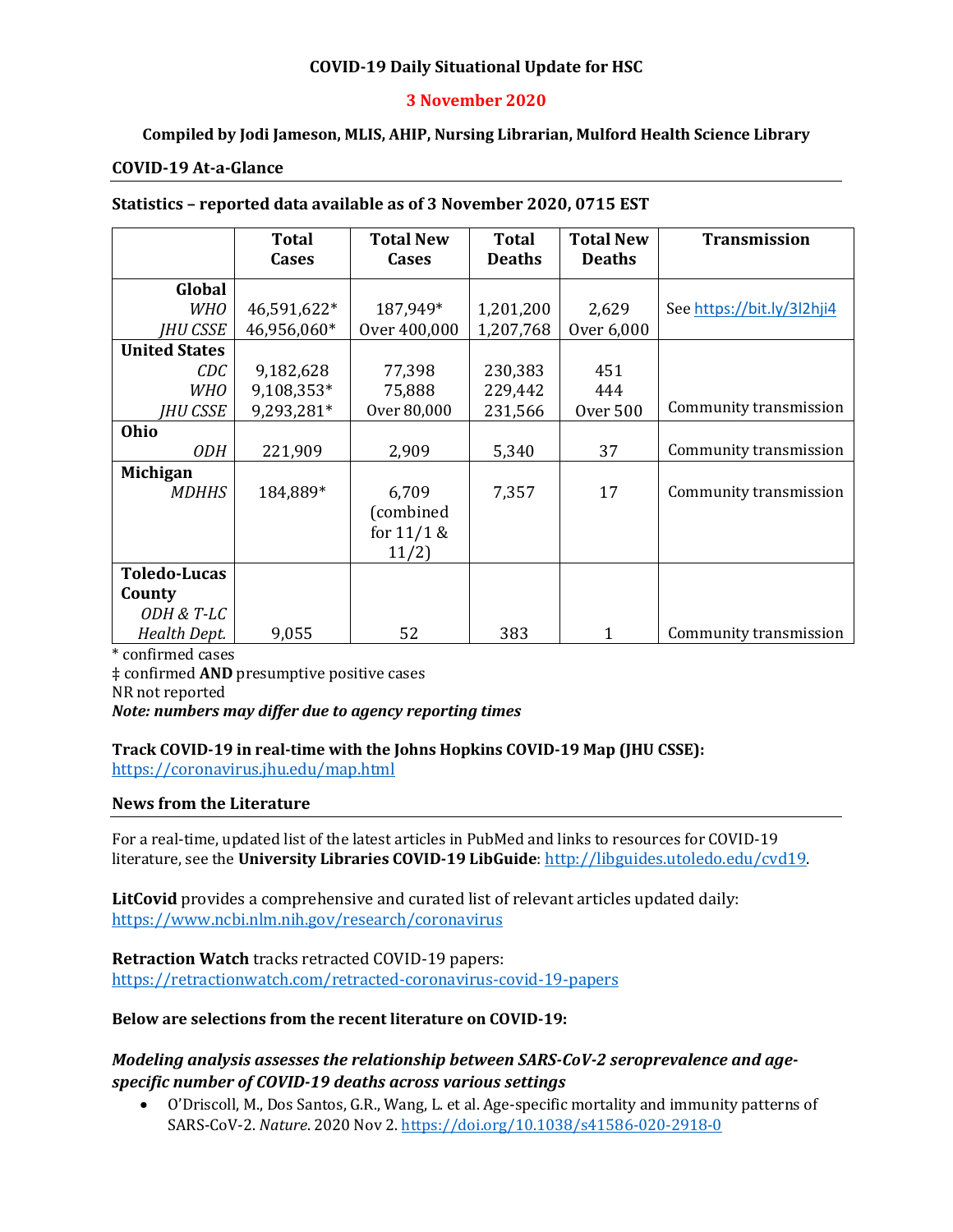# COVID-19 Daily Situational Update for HSC

**3 November 2020**

**Compiled by Jodi Jameson, MLIS, AHIP, Nursing Librarian, Mulford Health Science Library**

## COVID-19 At-a-Glance

**Statistics – reported data available as of 3 November 2020, 0715 EST**

| | Total Cases | Total New Cases | Total Deaths | Total New Deaths | Transmission |
|---|---|---|---|---|---|
| **Global** | | | | | |
| *WHO* | 46,591,622* | 187,949* | 1,201,200 | 2,629 | See https://bit.ly/3l2hji4 |
| *JHU CSSE* | 46,956,060* | Over 400,000 | 1,207,768 | Over 6,000 | |
| **United States** | | | | | |
| *CDC* | 9,182,628 | 77,398 | 230,383 | 451 | |
| *WHO* | 9,108,353* | 75,888 | 229,442 | 444 | |
| *JHU CSSE* | 9,293,281* | Over 80,000 | 231,566 | Over 500 | Community transmission |
| **Ohio** | | | | | |
| *ODH* | 221,909 | 2,909 | 5,340 | 37 | Community transmission |
| **Michigan** | | | | | |
| *MDHHS* | 184,889* | 6,709 (combined for 11/1 & 11/2) | 7,357 | 17 | Community transmission |
| **Toledo-Lucas County** | | | | | |
| *ODH & T-LC Health Dept.* | 9,055 | 52 | 383 | 1 | Community transmission |

\* confirmed cases
‡ confirmed **AND** presumptive positive cases
NR not reported
***Note: numbers may differ due to agency reporting times***

**Track COVID-19 in real-time with the Johns Hopkins COVID-19 Map (JHU CSSE):**
https://coronavirus.jhu.edu/map.html

## News from the Literature

For a real-time, updated list of the latest articles in PubMed and links to resources for COVID-19 literature, see the **University Libraries COVID-19 LibGuide**: http://libguides.utoledo.edu/cvd19.

**LitCovid** provides a comprehensive and curated list of relevant articles updated daily:
https://www.ncbi.nlm.nih.gov/research/coronavirus

**Retraction Watch** tracks retracted COVID-19 papers:
https://retractionwatch.com/retracted-coronavirus-covid-19-papers

**Below are selections from the recent literature on COVID-19:**

### *Modeling analysis assesses the relationship between SARS-CoV-2 seroprevalence and age-specific number of COVID-19 deaths across various settings*

- O'Driscoll, M., Dos Santos, G.R., Wang, L. et al. Age-specific mortality and immunity patterns of SARS-CoV-2. *Nature*. 2020 Nov 2. https://doi.org/10.1038/s41586-020-2918-0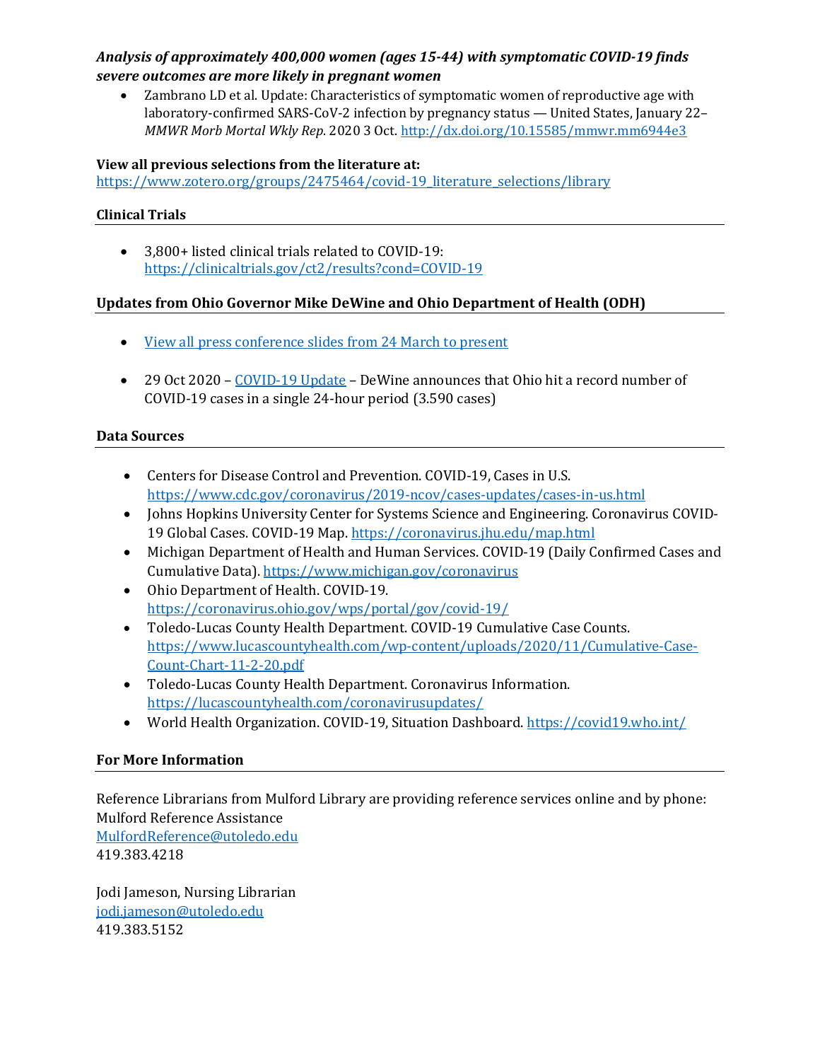***Analysis of approximately 400,000 women (ages 15-44) with symptomatic COVID-19 finds severe outcomes are more likely in pregnant women***

- Zambrano LD et al. Update: Characteristics of symptomatic women of reproductive age with laboratory-confirmed SARS-CoV-2 infection by pregnancy status — United States, January 22– *MMWR Morb Mortal Wkly Rep*. 2020 3 Oct. http://dx.doi.org/10.15585/mmwr.mm6944e3

**View all previous selections from the literature at:**
https://www.zotero.org/groups/2475464/covid-19_literature_selections/library

## Clinical Trials

- 3,800+ listed clinical trials related to COVID-19: https://clinicaltrials.gov/ct2/results?cond=COVID-19

## Updates from Ohio Governor Mike DeWine and Ohio Department of Health (ODH)

- View all press conference slides from 24 March to present
- 29 Oct 2020 – COVID-19 Update – DeWine announces that Ohio hit a record number of COVID-19 cases in a single 24-hour period (3.590 cases)

## Data Sources

- Centers for Disease Control and Prevention. COVID-19, Cases in U.S. https://www.cdc.gov/coronavirus/2019-ncov/cases-updates/cases-in-us.html
- Johns Hopkins University Center for Systems Science and Engineering. Coronavirus COVID-19 Global Cases. COVID-19 Map. https://coronavirus.jhu.edu/map.html
- Michigan Department of Health and Human Services. COVID-19 (Daily Confirmed Cases and Cumulative Data). https://www.michigan.gov/coronavirus
- Ohio Department of Health. COVID-19. https://coronavirus.ohio.gov/wps/portal/gov/covid-19/
- Toledo-Lucas County Health Department. COVID-19 Cumulative Case Counts. https://www.lucascountyhealth.com/wp-content/uploads/2020/11/Cumulative-Case-Count-Chart-11-2-20.pdf
- Toledo-Lucas County Health Department. Coronavirus Information. https://lucascountyhealth.com/coronavirusupdates/
- World Health Organization. COVID-19, Situation Dashboard. https://covid19.who.int/

## For More Information

Reference Librarians from Mulford Library are providing reference services online and by phone:
Mulford Reference Assistance
MulfordReference@utoledo.edu
419.383.4218

Jodi Jameson, Nursing Librarian
jodi.jameson@utoledo.edu
419.383.5152